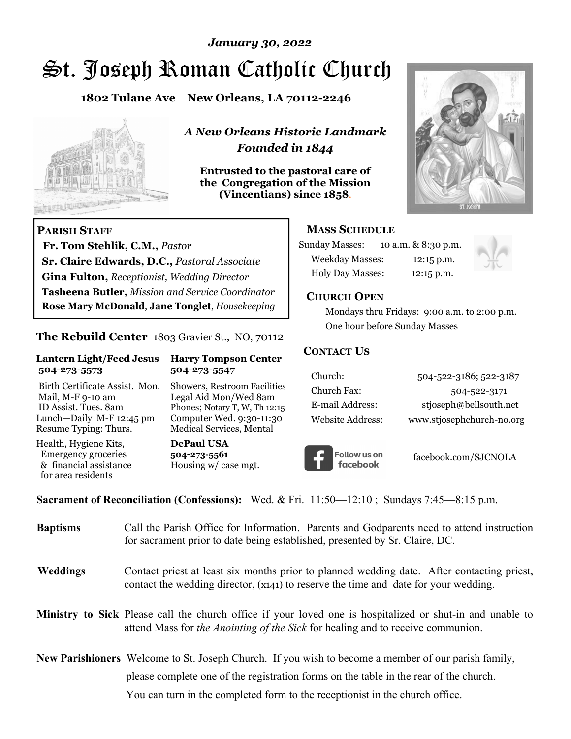*January 30, 2022*

# St. Joseph Roman Catholic Church

**1802 Tulane Ave New Orleans, LA 70112-2246**

***A New Orleans Historic Landmark***
***Founded in 1844***

**Entrusted to the pastoral care of the Congregation of the Mission (Vincentians) since 1858.**

**PARISH STAFF**

**Fr. Tom Stehlik, C.M.,** *Pastor*
**Sr. Claire Edwards, D.C.,** *Pastoral Associate*
**Gina Fulton,** *Receptionist, Wedding Director*
**Tasheena Butler,** *Mission and Service Coordinator*
**Rose Mary McDonald**, **Jane Tonglet**, *Housekeeping*

**The Rebuild Center** 1803 Gravier St., NO, 70112

| **Lantern Light/Feed Jesus 504-273-5573** | **Harry Tompson Center 504-273-5547** |
|---|---|
| Birth Certificate Assist. Mon. Mail, M-F 9-10 am ID Assist. Tues. 8am Lunch—Daily M-F 12:45 pm Resume Typing: Thurs. | Showers, Restroom Facilities Legal Aid Mon/Wed 8am Phones; Notary T, W, Th 12:15 Computer Wed. 9:30-11:30 Medical Services, Mental |
| Health, Hygiene Kits, Emergency groceries & financial assistance for area residents | **DePaul USA 504-273-5561** Housing w/ case mgt. |

**MASS SCHEDULE**

| | |
|---|---|
| Sunday Masses: | 10 a.m. & 8:30 p.m. |
| Weekday Masses: | 12:15 p.m. |
| Holy Day Masses: | 12:15 p.m. |

**CHURCH OPEN**

Mondays thru Fridays: 9:00 a.m. to 2:00 p.m.
One hour before Sunday Masses

**CONTACT US**

| | |
|---|---|
| Church: | 504-522-3186; 522-3187 |
| Church Fax: | 504-522-3171 |
| E-mail Address: | stjoseph@bellsouth.net |
| Website Address: | www.stjosephchurch-no.org |

Follow us on facebook — facebook.com/SJCNOLA

**Sacrament of Reconciliation (Confessions):** Wed. & Fri. 11:50—12:10 ; Sundays 7:45—8:15 p.m.

**Baptisms** Call the Parish Office for Information. Parents and Godparents need to attend instruction for sacrament prior to date being established, presented by Sr. Claire, DC.

**Weddings** Contact priest at least six months prior to planned wedding date. After contacting priest, contact the wedding director, (x141) to reserve the time and date for your wedding.

**Ministry to Sick** Please call the church office if your loved one is hospitalized or shut-in and unable to attend Mass for *the Anointing of the Sick* for healing and to receive communion.

**New Parishioners** Welcome to St. Joseph Church. If you wish to become a member of our parish family, please complete one of the registration forms on the table in the rear of the church. You can turn in the completed form to the receptionist in the church office.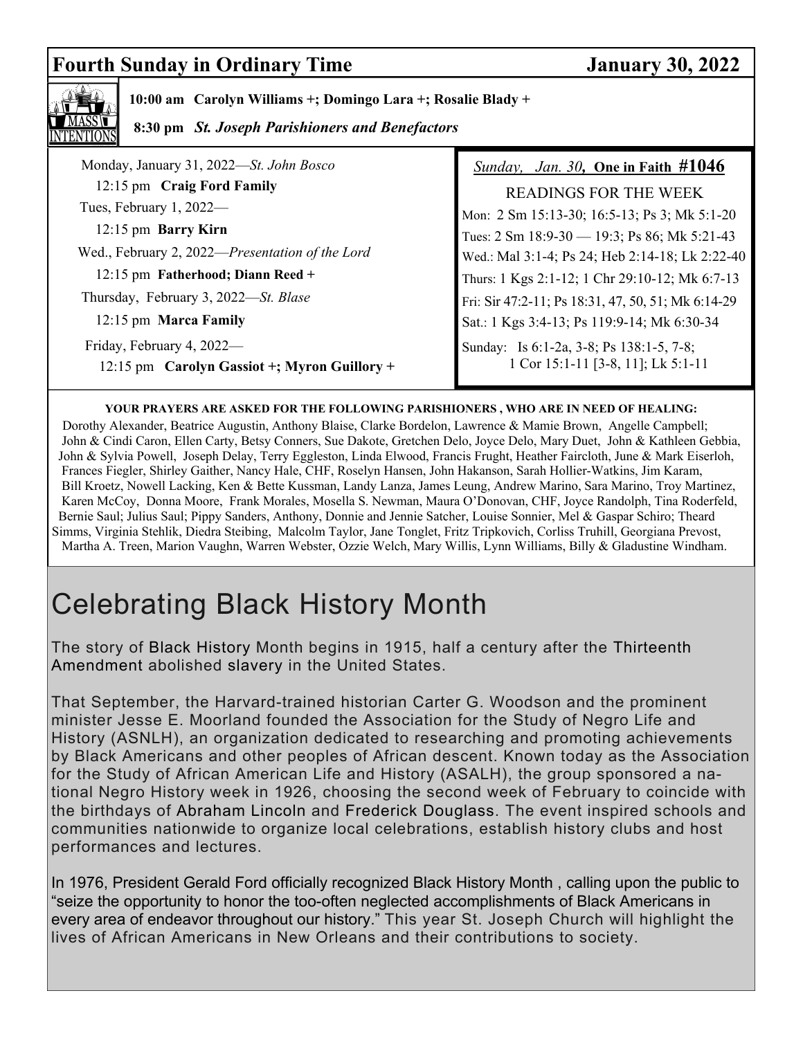## Fourth Sunday in Ordinary Time — January 30, 2022

**MASS INTENTIONS**

**10:00 am Carolyn Williams +; Domingo Lara +; Rosalie Blady +**

**8:30 pm *St. Joseph Parishioners and Benefactors***

Monday, January 31, 2022—*St. John Bosco*
12:15 pm **Craig Ford Family**

Tues, February 1, 2022—
12:15 pm **Barry Kirn**

Wed., February 2, 2022—*Presentation of the Lord*
12:15 pm **Fatherhood; Diann Reed +**

Thursday, February 3, 2022—*St. Blase*
12:15 pm **Marca Family**

Friday, February 4, 2022—
12:15 pm **Carolyn Gassiot +; Myron Guillory +**

*Sunday, Jan. 30*, **One in Faith #1046**

READINGS FOR THE WEEK

Mon: 2 Sm 15:13-30; 16:5-13; Ps 3; Mk 5:1-20
Tues: 2 Sm 18:9-30 — 19:3; Ps 86; Mk 5:21-43
Wed.: Mal 3:1-4; Ps 24; Heb 2:14-18; Lk 2:22-40
Thurs: 1 Kgs 2:1-12; 1 Chr 29:10-12; Mk 6:7-13
Fri: Sir 47:2-11; Ps 18:31, 47, 50, 51; Mk 6:14-29
Sat.: 1 Kgs 3:4-13; Ps 119:9-14; Mk 6:30-34
Sunday: Is 6:1-2a, 3-8; Ps 138:1-5, 7-8; 1 Cor 15:1-11 [3-8, 11]; Lk 5:1-11

**YOUR PRAYERS ARE ASKED FOR THE FOLLOWING PARISHIONERS , WHO ARE IN NEED OF HEALING:**

Dorothy Alexander, Beatrice Augustin, Anthony Blaise, Clarke Bordelon, Lawrence & Mamie Brown, Angelle Campbell; John & Cindi Caron, Ellen Carty, Betsy Conners, Sue Dakote, Gretchen Delo, Joyce Delo, Mary Duet, John & Kathleen Gebbia, John & Sylvia Powell, Joseph Delay, Terry Eggleston, Linda Elwood, Francis Frught, Heather Faircloth, June & Mark Eiserloh, Frances Fiegler, Shirley Gaither, Nancy Hale, CHF, Roselyn Hansen, John Hakanson, Sarah Hollier-Watkins, Jim Karam, Bill Kroetz, Nowell Lacking, Ken & Bette Kussman, Landy Lanza, James Leung, Andrew Marino, Sara Marino, Troy Martinez, Karen McCoy, Donna Moore, Frank Morales, Mosella S. Newman, Maura O'Donovan, CHF, Joyce Randolph, Tina Roderfeld, Bernie Saul; Julius Saul; Pippy Sanders, Anthony, Donnie and Jennie Satcher, Louise Sonnier, Mel & Gaspar Schiro; Theard Simms, Virginia Stehlik, Diedra Steibing, Malcolm Taylor, Jane Tonglet, Fritz Tripkovich, Corliss Truhill, Georgiana Prevost, Martha A. Treen, Marion Vaughn, Warren Webster, Ozzie Welch, Mary Willis, Lynn Williams, Billy & Gladustine Windham.

# Celebrating Black History Month

The story of Black History Month begins in 1915, half a century after the Thirteenth Amendment abolished slavery in the United States.

That September, the Harvard-trained historian Carter G. Woodson and the prominent minister Jesse E. Moorland founded the Association for the Study of Negro Life and History (ASNLH), an organization dedicated to researching and promoting achievements by Black Americans and other peoples of African descent. Known today as the Association for the Study of African American Life and History (ASALH), the group sponsored a national Negro History week in 1926, choosing the second week of February to coincide with the birthdays of Abraham Lincoln and Frederick Douglass. The event inspired schools and communities nationwide to organize local celebrations, establish history clubs and host performances and lectures.

In 1976, President Gerald Ford officially recognized Black History Month , calling upon the public to "seize the opportunity to honor the too-often neglected accomplishments of Black Americans in every area of endeavor throughout our history." This year St. Joseph Church will highlight the lives of African Americans in New Orleans and their contributions to society.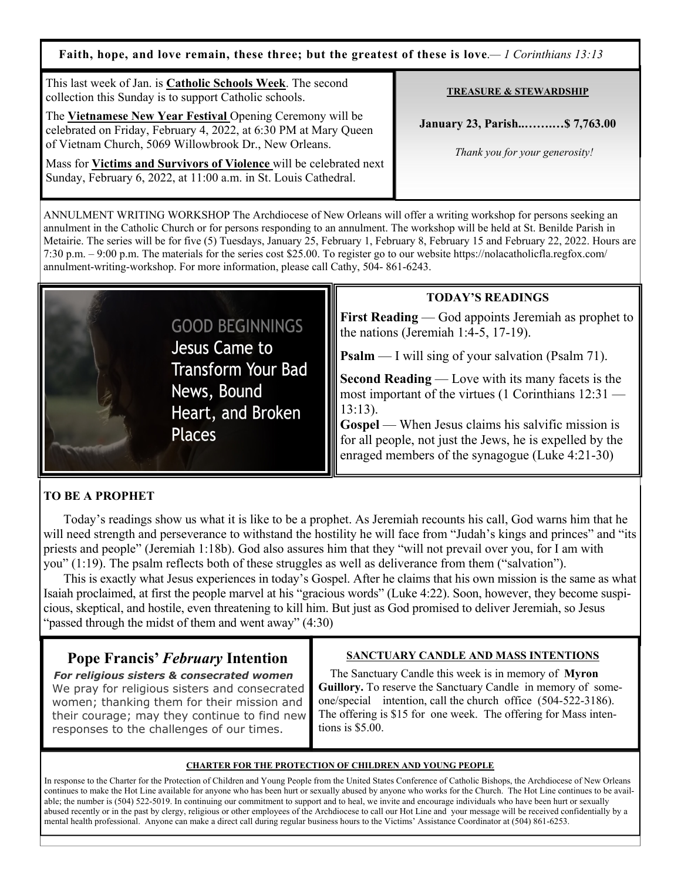**Faith, hope, and love remain, these three; but the greatest of these is love**.— *1 Corinthians 13:13*

This last week of Jan. is **Catholic Schools Week**. The second collection this Sunday is to support Catholic schools.

The **Vietnamese New Year Festival** Opening Ceremony will be celebrated on Friday, February 4, 2022, at 6:30 PM at Mary Queen of Vietnam Church, 5069 Willowbrook Dr., New Orleans.

Mass for **Victims and Survivors of Violence** will be celebrated next Sunday, February 6, 2022, at 11:00 a.m. in St. Louis Cathedral.

**TREASURE & STEWARDSHIP**

**January 23, Parish..……..…$ 7,763.00**

*Thank you for your generosity!*

ANNULMENT WRITING WORKSHOP The Archdiocese of New Orleans will offer a writing workshop for persons seeking an annulment in the Catholic Church or for persons responding to an annulment. The workshop will be held at St. Benilde Parish in Metairie. The series will be for five (5) Tuesdays, January 25, February 1, February 8, February 15 and February 22, 2022. Hours are 7:30 p.m. – 9:00 p.m. The materials for the series cost $25.00. To register go to our website https://nolacatholicfla.regfox.com/annulment-writing-workshop. For more information, please call Cathy, 504- 861-6243.

GOOD BEGINNINGS
Jesus Came to Transform Your Bad News, Bound Heart, and Broken Places

**TODAY'S READINGS**

**First Reading** — God appoints Jeremiah as prophet to the nations (Jeremiah 1:4-5, 17-19).

**Psalm** — I will sing of your salvation (Psalm 71).

**Second Reading** — Love with its many facets is the most important of the virtues (1 Corinthians 12:31 — 13:13).

**Gospel** — When Jesus claims his salvific mission is for all people, not just the Jews, he is expelled by the enraged members of the synagogue (Luke 4:21-30)

**TO BE A PROPHET**

Today's readings show us what it is like to be a prophet. As Jeremiah recounts his call, God warns him that he will need strength and perseverance to withstand the hostility he will face from "Judah's kings and princes" and "its priests and people" (Jeremiah 1:18b). God also assures him that they "will not prevail over you, for I am with you" (1:19). The psalm reflects both of these struggles as well as deliverance from them ("salvation").

This is exactly what Jesus experiences in today's Gospel. After he claims that his own mission is the same as what Isaiah proclaimed, at first the people marvel at his "gracious words" (Luke 4:22). Soon, however, they become suspicious, skeptical, and hostile, even threatening to kill him. But just as God promised to deliver Jeremiah, so Jesus "passed through the midst of them and went away" (4:30)

## Pope Francis' *February* Intention

***For religious sisters & consecrated women***

We pray for religious sisters and consecrated women; thanking them for their mission and their courage; may they continue to find new responses to the challenges of our times.

**SANCTUARY CANDLE AND MASS INTENTIONS**

The Sanctuary Candle this week is in memory of **Myron Guillory.** To reserve the Sanctuary Candle in memory of someone/special intention, call the church office (504-522-3186). The offering is $15 for one week. The offering for Mass intentions is $5.00.

**CHARTER FOR THE PROTECTION OF CHILDREN AND YOUNG PEOPLE**

In response to the Charter for the Protection of Children and Young People from the United States Conference of Catholic Bishops, the Archdiocese of New Orleans continues to make the Hot Line available for anyone who has been hurt or sexually abused by anyone who works for the Church. The Hot Line continues to be available; the number is (504) 522-5019. In continuing our commitment to support and to heal, we invite and encourage individuals who have been hurt or sexually abused recently or in the past by clergy, religious or other employees of the Archdiocese to call our Hot Line and your message will be received confidentially by a mental health professional. Anyone can make a direct call during regular business hours to the Victims' Assistance Coordinator at (504) 861-6253.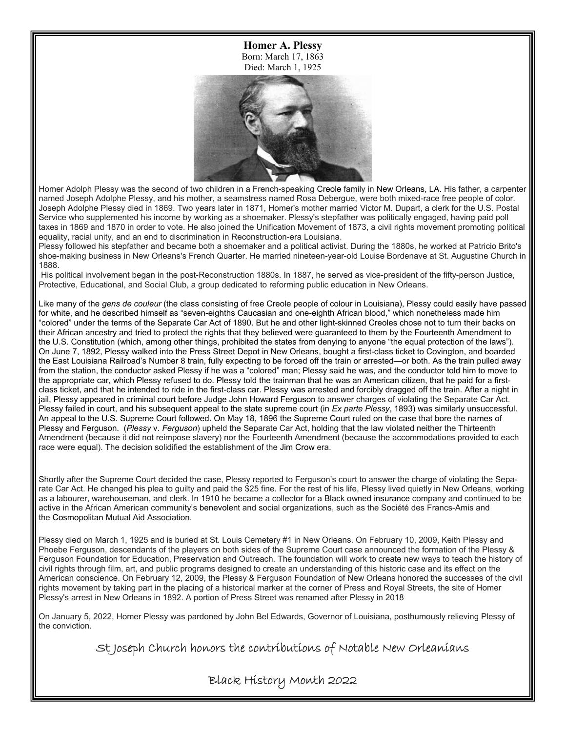**Homer A. Plessy**

Born: March 17, 1863

Died: March 1, 1925

Homer Adolph Plessy was the second of two children in a French-speaking Creole family in New Orleans, LA. His father, a carpenter named Joseph Adolphe Plessy, and his mother, a seamstress named Rosa Debergue, were both mixed-race free people of color. Joseph Adolphe Plessy died in 1869. Two years later in 1871, Homer's mother married Victor M. Dupart, a clerk for the U.S. Postal Service who supplemented his income by working as a shoemaker. Plessy's stepfather was politically engaged, having paid poll taxes in 1869 and 1870 in order to vote. He also joined the Unification Movement of 1873, a civil rights movement promoting political equality, racial unity, and an end to discrimination in Reconstruction-era Louisiana.

Plessy followed his stepfather and became both a shoemaker and a political activist. During the 1880s, he worked at Patricio Brito's shoe-making business in New Orleans's French Quarter. He married nineteen-year-old Louise Bordenave at St. Augustine Church in 1888.

His political involvement began in the post-Reconstruction 1880s. In 1887, he served as vice-president of the fifty-person Justice, Protective, Educational, and Social Club, a group dedicated to reforming public education in New Orleans.

Like many of the *gens de couleur* (the class consisting of free Creole people of colour in Louisiana), Plessy could easily have passed for white, and he described himself as "seven-eighths Caucasian and one-eighth African blood," which nonetheless made him "colored" under the terms of the Separate Car Act of 1890. But he and other light-skinned Creoles chose not to turn their backs on their African ancestry and tried to protect the rights that they believed were guaranteed to them by the Fourteenth Amendment to the U.S. Constitution (which, among other things, prohibited the states from denying to anyone "the equal protection of the laws"). On June 7, 1892, Plessy walked into the Press Street Depot in New Orleans, bought a first-class ticket to Covington, and boarded the East Louisiana Railroad's Number 8 train, fully expecting to be forced off the train or arrested—or both. As the train pulled away from the station, the conductor asked Plessy if he was a "colored" man; Plessy said he was, and the conductor told him to move to the appropriate car, which Plessy refused to do. Plessy told the trainman that he was an American citizen, that he paid for a first-class ticket, and that he intended to ride in the first-class car. Plessy was arrested and forcibly dragged off the train. After a night in jail, Plessy appeared in criminal court before Judge John Howard Ferguson to answer charges of violating the Separate Car Act. Plessy failed in court, and his subsequent appeal to the state supreme court (in *Ex parte Plessy*, 1893) was similarly unsuccessful. An appeal to the U.S. Supreme Court followed. On May 18, 1896 the Supreme Court ruled on the case that bore the names of Plessy and Ferguson. (*Plessy* v. *Ferguson*) upheld the Separate Car Act, holding that the law violated neither the Thirteenth Amendment (because it did not reimpose slavery) nor the Fourteenth Amendment (because the accommodations provided to each race were equal). The decision solidified the establishment of the Jim Crow era.

Shortly after the Supreme Court decided the case, Plessy reported to Ferguson's court to answer the charge of violating the Separate Car Act. He changed his plea to guilty and paid the $25 fine. For the rest of his life, Plessy lived quietly in New Orleans, working as a labourer, warehouseman, and clerk. In 1910 he became a collector for a Black owned insurance company and continued to be active in the African American community's benevolent and social organizations, such as the Société des Francs-Amis and the Cosmopolitan Mutual Aid Association.

Plessy died on March 1, 1925 and is buried at St. Louis Cemetery #1 in New Orleans. On February 10, 2009, Keith Plessy and Phoebe Ferguson, descendants of the players on both sides of the Supreme Court case announced the formation of the Plessy & Ferguson Foundation for Education, Preservation and Outreach. The foundation will work to create new ways to teach the history of civil rights through film, art, and public programs designed to create an understanding of this historic case and its effect on the American conscience. On February 12, 2009, the Plessy & Ferguson Foundation of New Orleans honored the successes of the civil rights movement by taking part in the placing of a historical marker at the corner of Press and Royal Streets, the site of Homer Plessy's arrest in New Orleans in 1892. A portion of Press Street was renamed after Plessy in 2018.

On January 5, 2022, Homer Plessy was pardoned by John Bel Edwards, Governor of Louisiana, posthumously relieving Plessy of the conviction.

St Joseph Church honors the contributions of Notable New Orleanians

Black History Month 2022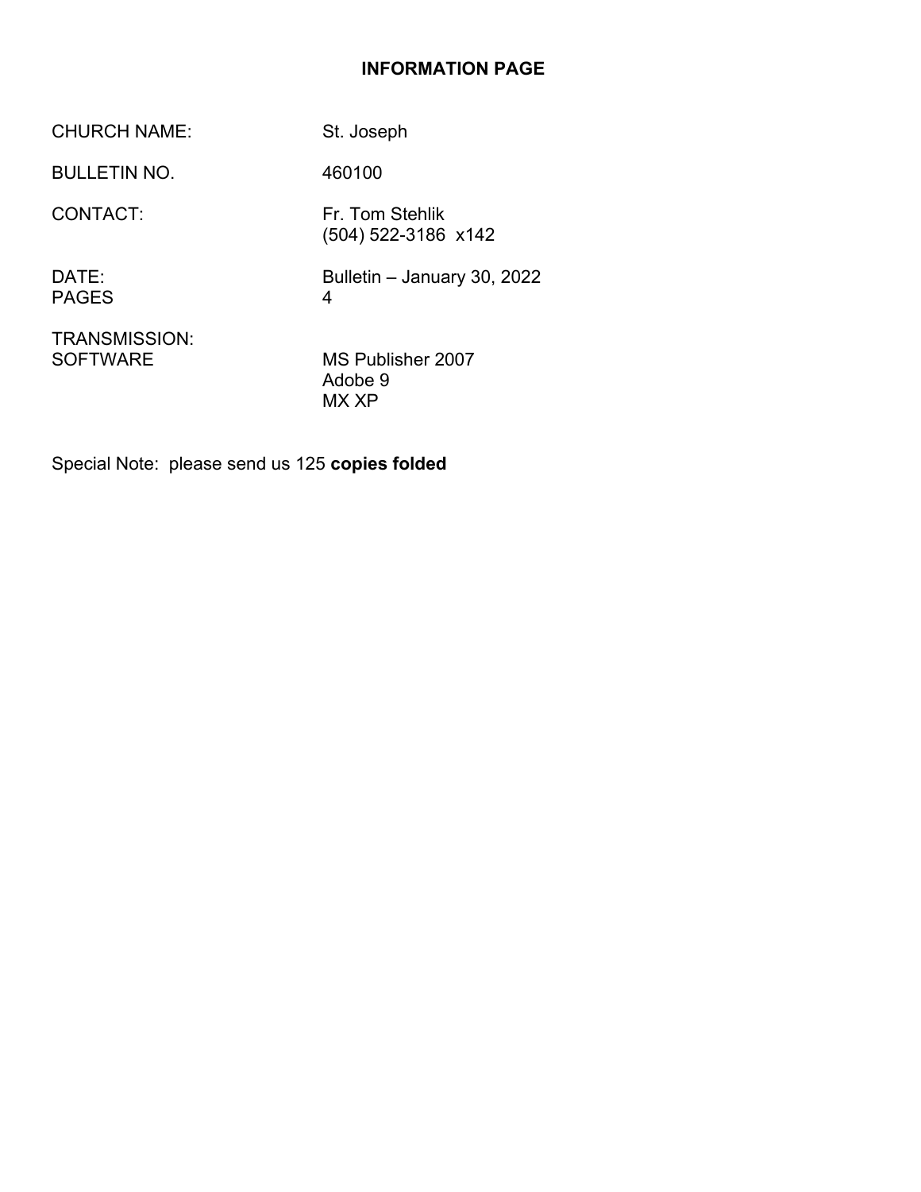# INFORMATION PAGE

| | |
|---|---|
| CHURCH NAME: | St. Joseph |
| BULLETIN NO. | 460100 |
| CONTACT: | Fr. Tom Stehlik<br>(504) 522-3186 x142 |
| DATE:<br>PAGES | Bulletin – January 30, 2022<br>4 |
| TRANSMISSION:<br>SOFTWARE | <br>MS Publisher 2007<br>Adobe 9<br>MX XP |

Special Note: please send us 125 **copies folded**